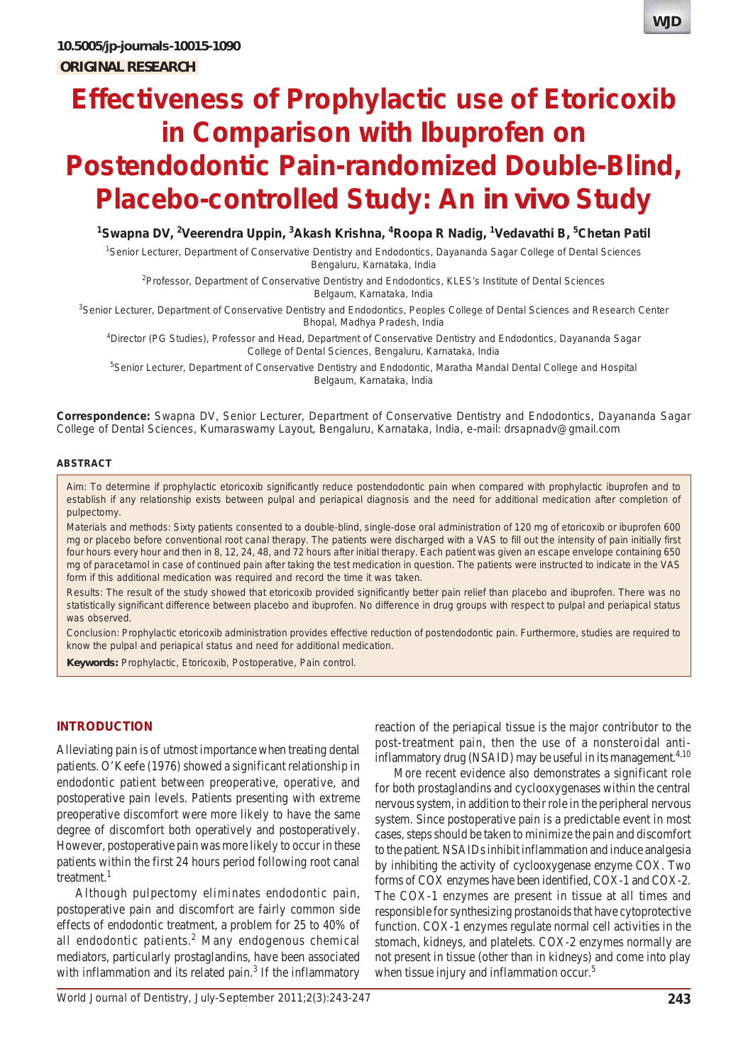10.5005/jp-journals-10015-1090

**ORIGINAL RESEARCH**

# Effectiveness of Prophylactic use of Etoricoxib in Comparison with Ibuprofen on Postendodontic Pain-randomized Double-Blind, Placebo-controlled Study: An in vivo Study

**[1]Swapna DV, [2]Veerendra Uppin, [3]Akash Krishna, [4]Roopa R Nadig, [1]Vedavathi B, [5]Chetan Patil**

[1]Senior Lecturer, Department of Conservative Dentistry and Endodontics, Dayananda Sagar College of Dental Sciences Bengaluru, Karnataka, India

[2]Professor, Department of Conservative Dentistry and Endodontics, KLES's Institute of Dental Sciences Belgaum, Karnataka, India

[3]Senior Lecturer, Department of Conservative Dentistry and Endodontics, Peoples College of Dental Sciences and Research Center Bhopal, Madhya Pradesh, India

[4]Director (PG Studies), Professor and Head, Department of Conservative Dentistry and Endodontics, Dayananda Sagar College of Dental Sciences, Bengaluru, Karnataka, India

[5]Senior Lecturer, Department of Conservative Dentistry and Endodontic, Maratha Mandal Dental College and Hospital Belgaum, Karnataka, India

**Correspondence:** Swapna DV, Senior Lecturer, Department of Conservative Dentistry and Endodontics, Dayananda Sagar College of Dental Sciences, Kumaraswamy Layout, Bengaluru, Karnataka, India, e-mail: drsapnadv@gmail.com

## ABSTRACT

Aim: To determine if prophylactic etoricoxib significantly reduce postendodontic pain when compared with prophylactic ibuprofen and to establish if any relationship exists between pulpal and periapical diagnosis and the need for additional medication after completion of pulpectomy.

Materials and methods: Sixty patients consented to a double-blind, single-dose oral administration of 120 mg of etoricoxib or ibuprofen 600 mg or placebo before conventional root canal therapy. The patients were discharged with a VAS to fill out the intensity of pain initially first four hours every hour and then in 8, 12, 24, 48, and 72 hours after initial therapy. Each patient was given an escape envelope containing 650 mg of paracetamol in case of continued pain after taking the test medication in question. The patients were instructed to indicate in the VAS form if this additional medication was required and record the time it was taken.

Results: The result of the study showed that etoricoxib provided significantly better pain relief than placebo and ibuprofen. There was no statistically significant difference between placebo and ibuprofen. No difference in drug groups with respect to pulpal and periapical status was observed.

Conclusion: Prophylactic etoricoxib administration provides effective reduction of postendodontic pain. Furthermore, studies are required to know the pulpal and periapical status and need for additional medication.

**Keywords:** Prophylactic, Etoricoxib, Postoperative, Pain control.

## INTRODUCTION

Alleviating pain is of utmost importance when treating dental patients. O'Keefe (1976) showed a significant relationship in endodontic patient between preoperative, operative, and postoperative pain levels. Patients presenting with extreme preoperative discomfort were more likely to have the same degree of discomfort both operatively and postoperatively. However, postoperative pain was more likely to occur in these patients within the first 24 hours period following root canal treatment.[1]

Although pulpectomy eliminates endodontic pain, postoperative pain and discomfort are fairly common side effects of endodontic treatment, a problem for 25 to 40% of all endodontic patients.[2] Many endogenous chemical mediators, particularly prostaglandins, have been associated with inflammation and its related pain.[3] If the inflammatory reaction of the periapical tissue is the major contributor to the post-treatment pain, then the use of a nonsteroidal anti-inflammatory drug (NSAID) may be useful in its management.[4,10]

More recent evidence also demonstrates a significant role for both prostaglandins and cyclooxygenases within the central nervous system, in addition to their role in the peripheral nervous system. Since postoperative pain is a predictable event in most cases, steps should be taken to minimize the pain and discomfort to the patient. NSAIDs inhibit inflammation and induce analgesia by inhibiting the activity of cyclooxygenase enzyme COX. Two forms of COX enzymes have been identified, COX-1 and COX-2. The COX-1 enzymes are present in tissue at all times and responsible for synthesizing prostanoids that have cytoprotective function. COX-1 enzymes regulate normal cell activities in the stomach, kidneys, and platelets. COX-2 enzymes normally are not present in tissue (other than in kidneys) and come into play when tissue injury and inflammation occur.[5]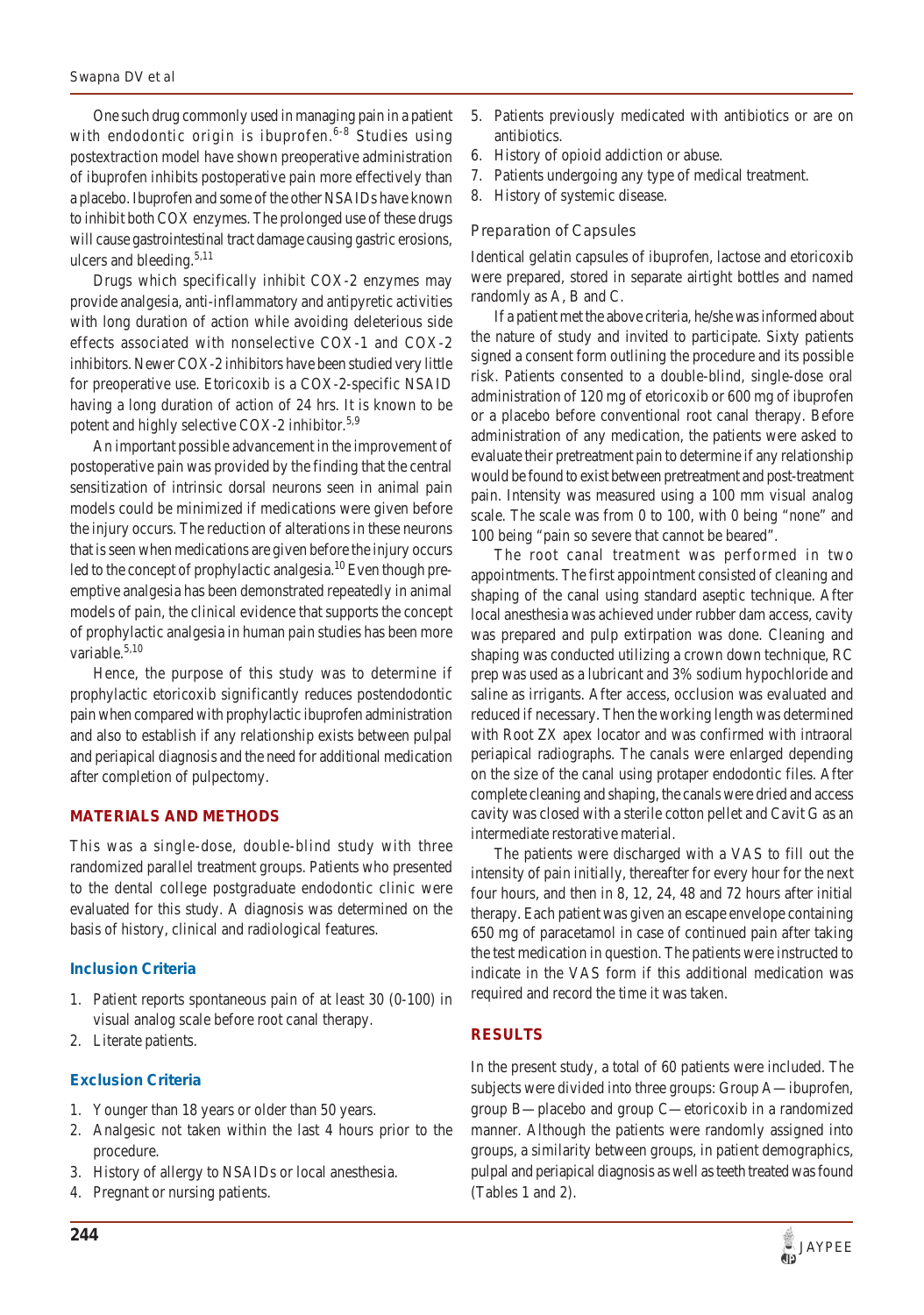One such drug commonly used in managing pain in a patient with endodontic origin is ibuprofen.[6-8] Studies using postextraction model have shown preoperative administration of ibuprofen inhibits postoperative pain more effectively than a placebo. Ibuprofen and some of the other NSAIDs have known to inhibit both COX enzymes. The prolonged use of these drugs will cause gastrointestinal tract damage causing gastric erosions, ulcers and bleeding.[5,11]

Drugs which specifically inhibit COX-2 enzymes may provide analgesia, anti-inflammatory and antipyretic activities with long duration of action while avoiding deleterious side effects associated with nonselective COX-1 and COX-2 inhibitors. Newer COX-2 inhibitors have been studied very little for preoperative use. Etoricoxib is a COX-2-specific NSAID having a long duration of action of 24 hrs. It is known to be potent and highly selective COX-2 inhibitor.[5,9]

An important possible advancement in the improvement of postoperative pain was provided by the finding that the central sensitization of intrinsic dorsal neurons seen in animal pain models could be minimized if medications were given before the injury occurs. The reduction of alterations in these neurons that is seen when medications are given before the injury occurs led to the concept of prophylactic analgesia.[10] Even though pre-emptive analgesia has been demonstrated repeatedly in animal models of pain, the clinical evidence that supports the concept of prophylactic analgesia in human pain studies has been more variable.[5,10]

Hence, the purpose of this study was to determine if prophylactic etoricoxib significantly reduces postendodontic pain when compared with prophylactic ibuprofen administration and also to establish if any relationship exists between pulpal and periapical diagnosis and the need for additional medication after completion of pulpectomy.

## MATERIALS AND METHODS

This was a single-dose, double-blind study with three randomized parallel treatment groups. Patients who presented to the dental college postgraduate endodontic clinic were evaluated for this study. A diagnosis was determined on the basis of history, clinical and radiological features.

### Inclusion Criteria

1. Patient reports spontaneous pain of at least 30 (0-100) in visual analog scale before root canal therapy.
2. Literate patients.

### Exclusion Criteria

1. Younger than 18 years or older than 50 years.
2. Analgesic not taken within the last 4 hours prior to the procedure.
3. History of allergy to NSAIDs or local anesthesia.
4. Pregnant or nursing patients.
5. Patients previously medicated with antibiotics or are on antibiotics.
6. History of opioid addiction or abuse.
7. Patients undergoing any type of medical treatment.
8. History of systemic disease.

### Preparation of Capsules

Identical gelatin capsules of ibuprofen, lactose and etoricoxib were prepared, stored in separate airtight bottles and named randomly as A, B and C.

If a patient met the above criteria, he/she was informed about the nature of study and invited to participate. Sixty patients signed a consent form outlining the procedure and its possible risk. Patients consented to a double-blind, single-dose oral administration of 120 mg of etoricoxib or 600 mg of ibuprofen or a placebo before conventional root canal therapy. Before administration of any medication, the patients were asked to evaluate their pretreatment pain to determine if any relationship would be found to exist between pretreatment and post-treatment pain. Intensity was measured using a 100 mm visual analog scale. The scale was from 0 to 100, with 0 being "none" and 100 being "pain so severe that cannot be beared".

The root canal treatment was performed in two appointments. The first appointment consisted of cleaning and shaping of the canal using standard aseptic technique. After local anesthesia was achieved under rubber dam access, cavity was prepared and pulp extirpation was done. Cleaning and shaping was conducted utilizing a crown down technique, RC prep was used as a lubricant and 3% sodium hypochloride and saline as irrigants. After access, occlusion was evaluated and reduced if necessary. Then the working length was determined with Root ZX apex locator and was confirmed with intraoral periapical radiographs. The canals were enlarged depending on the size of the canal using protaper endodontic files. After complete cleaning and shaping, the canals were dried and access cavity was closed with a sterile cotton pellet and Cavit G as an intermediate restorative material.

The patients were discharged with a VAS to fill out the intensity of pain initially, thereafter for every hour for the next four hours, and then in 8, 12, 24, 48 and 72 hours after initial therapy. Each patient was given an escape envelope containing 650 mg of paracetamol in case of continued pain after taking the test medication in question. The patients were instructed to indicate in the VAS form if this additional medication was required and record the time it was taken.

## RESULTS

In the present study, a total of 60 patients were included. The subjects were divided into three groups: Group A—ibuprofen, group B—placebo and group C—etoricoxib in a randomized manner. Although the patients were randomly assigned into groups, a similarity between groups, in patient demographics, pulpal and periapical diagnosis as well as teeth treated was found (Tables 1 and 2).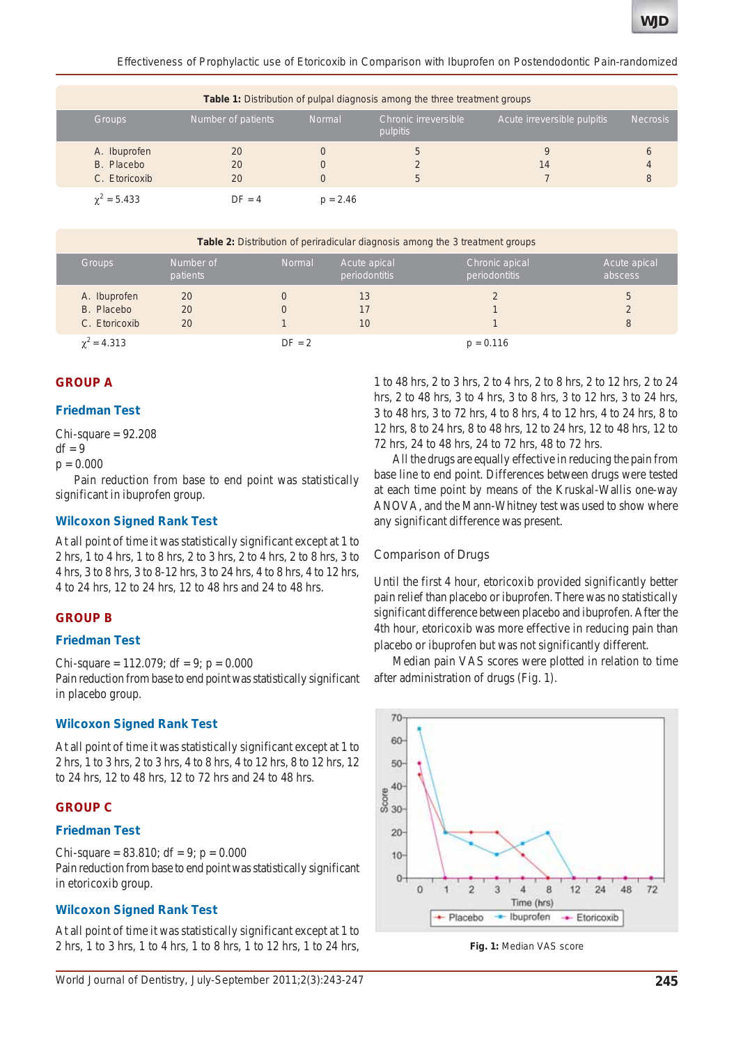**Table 1:** Distribution of pulpal diagnosis among the three treatment groups

| Groups | Number of patients | Normal | Chronic irreversible pulpitis | Acute irreversible pulpitis | Necrosis |
|---|---|---|---|---|---|
| A. Ibuprofen | 20 | 0 | 5 | 9 | 6 |
| B. Placebo | 20 | 0 | 2 | 14 | 4 |
| C. Etoricoxib | 20 | 0 | 5 | 7 | 8 |

$\chi^2 = 5.433$ DF = 4 p = 2.46

**Table 2:** Distribution of periradicular diagnosis among the 3 treatment groups

| Groups | Number of patients | Normal | Acute apical periodontitis | Chronic apical periodontitis | Acute apical abscess |
|---|---|---|---|---|---|
| A. Ibuprofen | 20 | 0 | 13 | 2 | 5 |
| B. Placebo | 20 | 0 | 17 | 1 | 2 |
| C. Etoricoxib | 20 | 1 | 10 | 1 | 8 |

$\chi^2 = 4.313$ DF = 2 p = 0.116

## GROUP A

### Friedman Test

Chi-square = 92.208
df = 9
p = 0.000

Pain reduction from base to end point was statistically significant in ibuprofen group.

### Wilcoxon Signed Rank Test

At all point of time it was statistically significant except at 1 to 2 hrs, 1 to 4 hrs, 1 to 8 hrs, 2 to 3 hrs, 2 to 4 hrs, 2 to 8 hrs, 3 to 4 hrs, 3 to 8 hrs, 3 to 8-12 hrs, 3 to 24 hrs, 4 to 8 hrs, 4 to 12 hrs, 4 to 24 hrs, 12 to 24 hrs, 12 to 48 hrs and 24 to 48 hrs.

## GROUP B

### Friedman Test

Chi-square = 112.079; df = 9; p = 0.000
Pain reduction from base to end point was statistically significant in placebo group.

### Wilcoxon Signed Rank Test

At all point of time it was statistically significant except at 1 to 2 hrs, 1 to 3 hrs, 2 to 3 hrs, 4 to 8 hrs, 4 to 12 hrs, 8 to 12 hrs, 12 to 24 hrs, 12 to 48 hrs, 12 to 72 hrs and 24 to 48 hrs.

## GROUP C

### Friedman Test

Chi-square = 83.810; df = 9; p = 0.000
Pain reduction from base to end point was statistically significant in etoricoxib group.

### Wilcoxon Signed Rank Test

At all point of time it was statistically significant except at 1 to 2 hrs, 1 to 3 hrs, 1 to 4 hrs, 1 to 8 hrs, 1 to 12 hrs, 1 to 24 hrs, 1 to 48 hrs, 2 to 3 hrs, 2 to 4 hrs, 2 to 8 hrs, 2 to 12 hrs, 2 to 24 hrs, 2 to 48 hrs, 3 to 4 hrs, 3 to 8 hrs, 3 to 12 hrs, 3 to 24 hrs, 3 to 48 hrs, 3 to 72 hrs, 4 to 8 hrs, 4 to 12 hrs, 4 to 24 hrs, 8 to 12 hrs, 8 to 24 hrs, 8 to 48 hrs, 12 to 24 hrs, 12 to 48 hrs, 12 to 72 hrs, 24 to 48 hrs, 24 to 72 hrs, 48 to 72 hrs.

All the drugs are equally effective in reducing the pain from base line to end point. Differences between drugs were tested at each time point by means of the Kruskal-Wallis one-way ANOVA, and the Mann-Whitney test was used to show where any significant difference was present.

### Comparison of Drugs

Until the first 4 hour, etoricoxib provided significantly better pain relief than placebo or ibuprofen. There was no statistically significant difference between placebo and ibuprofen. After the 4th hour, etoricoxib was more effective in reducing pain than placebo or ibuprofen but was not significantly different.

Median pain VAS scores were plotted in relation to time after administration of drugs (Fig. 1).

**Fig. 1:** Median VAS score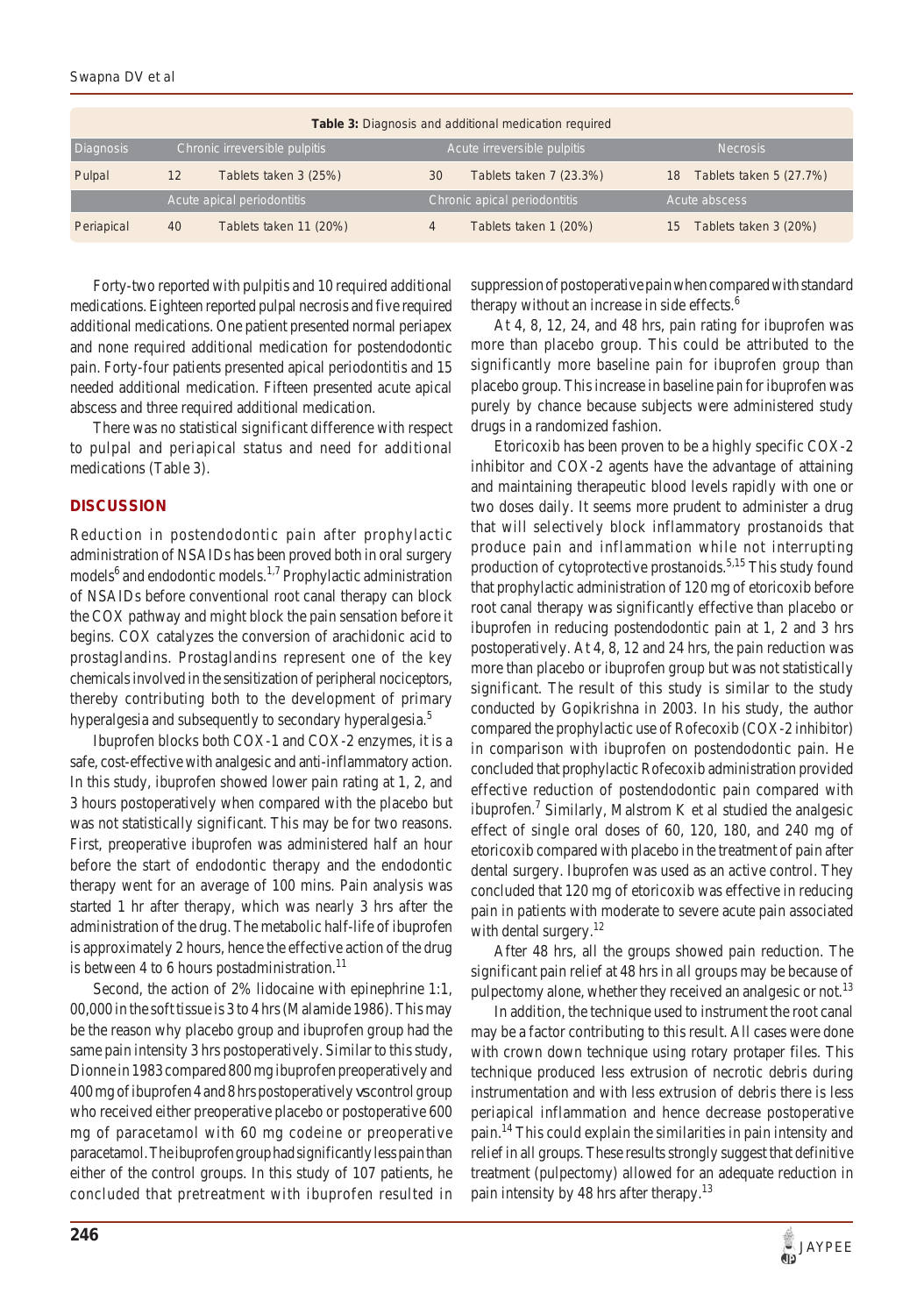**Table 3:** Diagnosis and additional medication required

| Diagnosis | Chronic irreversible pulpitis | | Acute irreversible pulpitis | | Necrosis | |
|---|---|---|---|---|---|---|
| Pulpal | 12 | Tablets taken 3 (25%) | 30 | Tablets taken 7 (23.3%) | 18 | Tablets taken 5 (27.7%) |
| | Acute apical periodontitis | | Chronic apical periodontitis | | Acute abscess | |
| Periapical | 40 | Tablets taken 11 (20%) | 4 | Tablets taken 1 (20%) | 15 | Tablets taken 3 (20%) |

Forty-two reported with pulpitis and 10 required additional medications. Eighteen reported pulpal necrosis and five required additional medications. One patient presented normal periapex and none required additional medication for postendodontic pain. Forty-four patients presented apical periodontitis and 15 needed additional medication. Fifteen presented acute apical abscess and three required additional medication.

There was no statistical significant difference with respect to pulpal and periapical status and need for additional medications (Table 3).

## DISCUSSION

Reduction in postendodontic pain after prophylactic administration of NSAIDs has been proved both in oral surgery models[6] and endodontic models.[1,7] Prophylactic administration of NSAIDs before conventional root canal therapy can block the COX pathway and might block the pain sensation before it begins. COX catalyzes the conversion of arachidonic acid to prostaglandins. Prostaglandins represent one of the key chemicals involved in the sensitization of peripheral nociceptors, thereby contributing both to the development of primary hyperalgesia and subsequently to secondary hyperalgesia.[5]

Ibuprofen blocks both COX-1 and COX-2 enzymes, it is a safe, cost-effective with analgesic and anti-inflammatory action. In this study, ibuprofen showed lower pain rating at 1, 2, and 3 hours postoperatively when compared with the placebo but was not statistically significant. This may be for two reasons. First, preoperative ibuprofen was administered half an hour before the start of endodontic therapy and the endodontic therapy went for an average of 100 mins. Pain analysis was started 1 hr after therapy, which was nearly 3 hrs after the administration of the drug. The metabolic half-life of ibuprofen is approximately 2 hours, hence the effective action of the drug is between 4 to 6 hours postadministration.[11]

Second, the action of 2% lidocaine with epinephrine 1:1, 00,000 in the soft tissue is 3 to 4 hrs (Malamide 1986). This may be the reason why placebo group and ibuprofen group had the same pain intensity 3 hrs postoperatively. Similar to this study, Dionne in 1983 compared 800 mg ibuprofen preoperatively and 400 mg of ibuprofen 4 and 8 hrs postoperatively *vs* control group who received either preoperative placebo or postoperative 600 mg of paracetamol with 60 mg codeine or preoperative paracetamol. The ibuprofen group had significantly less pain than either of the control groups. In this study of 107 patients, he concluded that pretreatment with ibuprofen resulted in suppression of postoperative pain when compared with standard therapy without an increase in side effects.[6]

At 4, 8, 12, 24, and 48 hrs, pain rating for ibuprofen was more than placebo group. This could be attributed to the significantly more baseline pain for ibuprofen group than placebo group. This increase in baseline pain for ibuprofen was purely by chance because subjects were administered study drugs in a randomized fashion.

Etoricoxib has been proven to be a highly specific COX-2 inhibitor and COX-2 agents have the advantage of attaining and maintaining therapeutic blood levels rapidly with one or two doses daily. It seems more prudent to administer a drug that will selectively block inflammatory prostanoids that produce pain and inflammation while not interrupting production of cytoprotective prostanoids.[5,15] This study found that prophylactic administration of 120 mg of etoricoxib before root canal therapy was significantly effective than placebo or ibuprofen in reducing postendodontic pain at 1, 2 and 3 hrs postoperatively. At 4, 8, 12 and 24 hrs, the pain reduction was more than placebo or ibuprofen group but was not statistically significant. The result of this study is similar to the study conducted by Gopikrishna in 2003. In his study, the author compared the prophylactic use of Rofecoxib (COX-2 inhibitor) in comparison with ibuprofen on postendodontic pain. He concluded that prophylactic Rofecoxib administration provided effective reduction of postendodontic pain compared with ibuprofen.[7] Similarly, Malstrom K et al studied the analgesic effect of single oral doses of 60, 120, 180, and 240 mg of etoricoxib compared with placebo in the treatment of pain after dental surgery. Ibuprofen was used as an active control. They concluded that 120 mg of etoricoxib was effective in reducing pain in patients with moderate to severe acute pain associated with dental surgery.[12]

After 48 hrs, all the groups showed pain reduction. The significant pain relief at 48 hrs in all groups may be because of pulpectomy alone, whether they received an analgesic or not.[13]

In addition, the technique used to instrument the root canal may be a factor contributing to this result. All cases were done with crown down technique using rotary protaper files. This technique produced less extrusion of necrotic debris during instrumentation and with less extrusion of debris there is less periapical inflammation and hence decrease postoperative pain.[14] This could explain the similarities in pain intensity and relief in all groups. These results strongly suggest that definitive treatment (pulpectomy) allowed for an adequate reduction in pain intensity by 48 hrs after therapy.[13]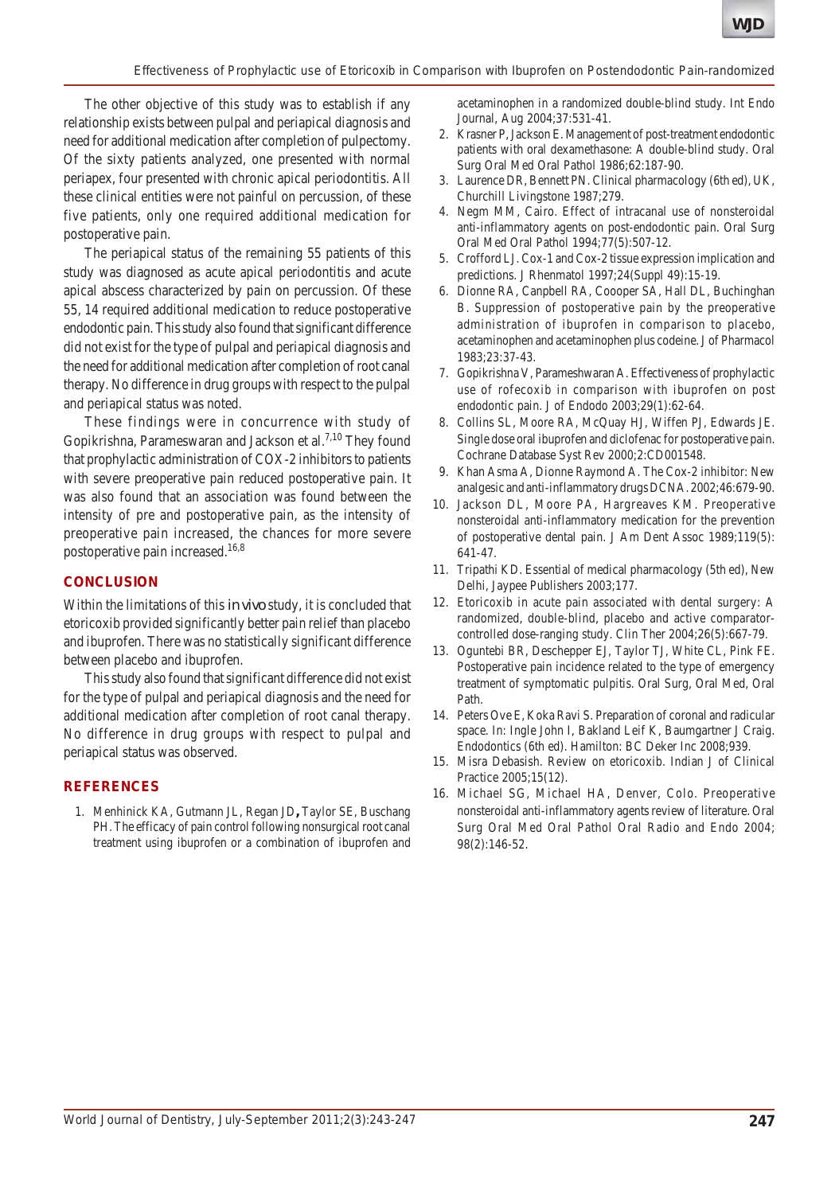The other objective of this study was to establish if any relationship exists between pulpal and periapical diagnosis and need for additional medication after completion of pulpectomy. Of the sixty patients analyzed, one presented with normal periapex, four presented with chronic apical periodontitis. All these clinical entities were not painful on percussion, of these five patients, only one required additional medication for postoperative pain.

The periapical status of the remaining 55 patients of this study was diagnosed as acute apical periodontitis and acute apical abscess characterized by pain on percussion. Of these 55, 14 required additional medication to reduce postoperative endodontic pain. This study also found that significant difference did not exist for the type of pulpal and periapical diagnosis and the need for additional medication after completion of root canal therapy. No difference in drug groups with respect to the pulpal and periapical status was noted.

These findings were in concurrence with study of Gopikrishna, Parameswaran and Jackson et al.[7,10] They found that prophylactic administration of COX-2 inhibitors to patients with severe preoperative pain reduced postoperative pain. It was also found that an association was found between the intensity of pre and postoperative pain, as the intensity of preoperative pain increased, the chances for more severe postoperative pain increased.[16,8]

## CONCLUSION

Within the limitations of this *in vivo* study, it is concluded that etoricoxib provided significantly better pain relief than placebo and ibuprofen. There was no statistically significant difference between placebo and ibuprofen.

This study also found that significant difference did not exist for the type of pulpal and periapical diagnosis and the need for additional medication after completion of root canal therapy. No difference in drug groups with respect to pulpal and periapical status was observed.

## REFERENCES

1. Menhinick KA, Gutmann JL, Regan JD, Taylor SE, Buschang PH. The efficacy of pain control following nonsurgical root canal treatment using ibuprofen or a combination of ibuprofen and acetaminophen in a randomized double-blind study. Int Endo Journal, Aug 2004;37:531-41.
2. Krasner P, Jackson E. Management of post-treatment endodontic patients with oral dexamethasone: A double-blind study. Oral Surg Oral Med Oral Pathol 1986;62:187-90.
3. Laurence DR, Bennett PN. Clinical pharmacology (6th ed), UK, Churchill Livingstone 1987;279.
4. Negm MM, Cairo. Effect of intracanal use of nonsteroidal anti-inflammatory agents on post-endodontic pain. Oral Surg Oral Med Oral Pathol 1994;77(5):507-12.
5. Crofford LJ. Cox-1 and Cox-2 tissue expression implication and predictions. J Rhenmatol 1997;24(Suppl 49):15-19.
6. Dionne RA, Canpbell RA, Coooper SA, Hall DL, Buchinghan B. Suppression of postoperative pain by the preoperative administration of ibuprofen in comparison to placebo, acetaminophen and acetaminophen plus codeine. J of Pharmacol 1983;23:37-43.
7. Gopikrishna V, Parameshwaran A. Effectiveness of prophylactic use of rofecoxib in comparison with ibuprofen on post endodontic pain. J of Endodo 2003;29(1):62-64.
8. Collins SL, Moore RA, McQuay HJ, Wiffen PJ, Edwards JE. Single dose oral ibuprofen and diclofenac for postoperative pain. Cochrane Database Syst Rev 2000;2:CD001548.
9. Khan Asma A, Dionne Raymond A. The Cox-2 inhibitor: New analgesic and anti-inflammatory drugs DCNA. 2002;46:679-90.
10. Jackson DL, Moore PA, Hargreaves KM. Preoperative nonsteroidal anti-inflammatory medication for the prevention of postoperative dental pain. J Am Dent Assoc 1989;119(5): 641-47.
11. Tripathi KD. Essential of medical pharmacology (5th ed), New Delhi, Jaypee Publishers 2003;177.
12. Etoricoxib in acute pain associated with dental surgery: A randomized, double-blind, placebo and active comparator-controlled dose-ranging study. Clin Ther 2004;26(5):667-79.
13. Oguntebi BR, Deschepper EJ, Taylor TJ, White CL, Pink FE. Postoperative pain incidence related to the type of emergency treatment of symptomatic pulpitis. Oral Surg, Oral Med, Oral Path.
14. Peters Ove E, Koka Ravi S. Preparation of coronal and radicular space. In: Ingle John I, Bakland Leif K, Baumgartner J Craig. Endodontics (6th ed). Hamilton: BC Deker Inc 2008;939.
15. Misra Debasish. Review on etoricoxib. Indian J of Clinical Practice 2005;15(12).
16. Michael SG, Michael HA, Denver, Colo. Preoperative nonsteroidal anti-inflammatory agents review of literature. Oral Surg Oral Med Oral Pathol Oral Radio and Endo 2004; 98(2):146-52.